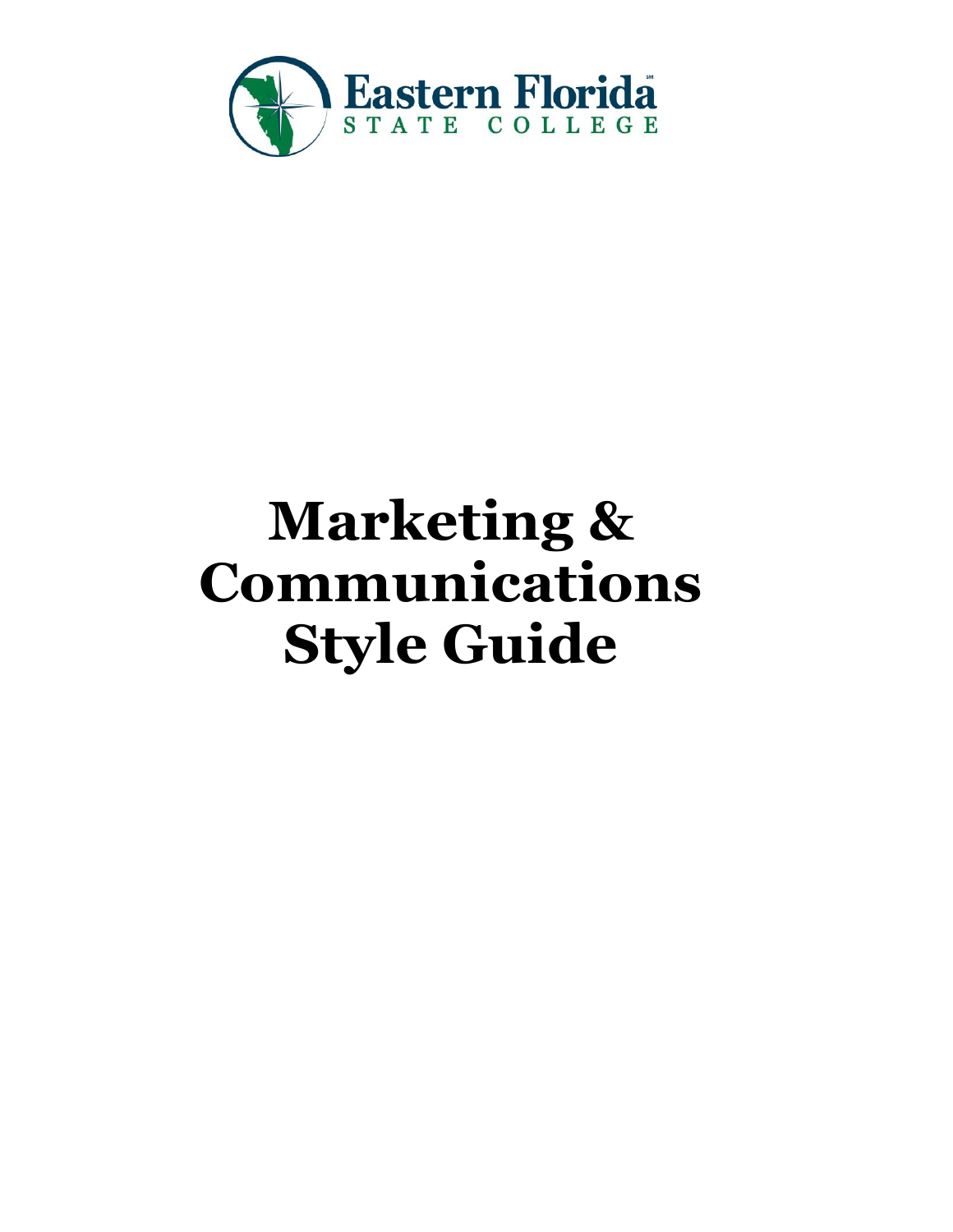Eastern Florida
STATE COLLEGE

# Marketing & Communications Style Guide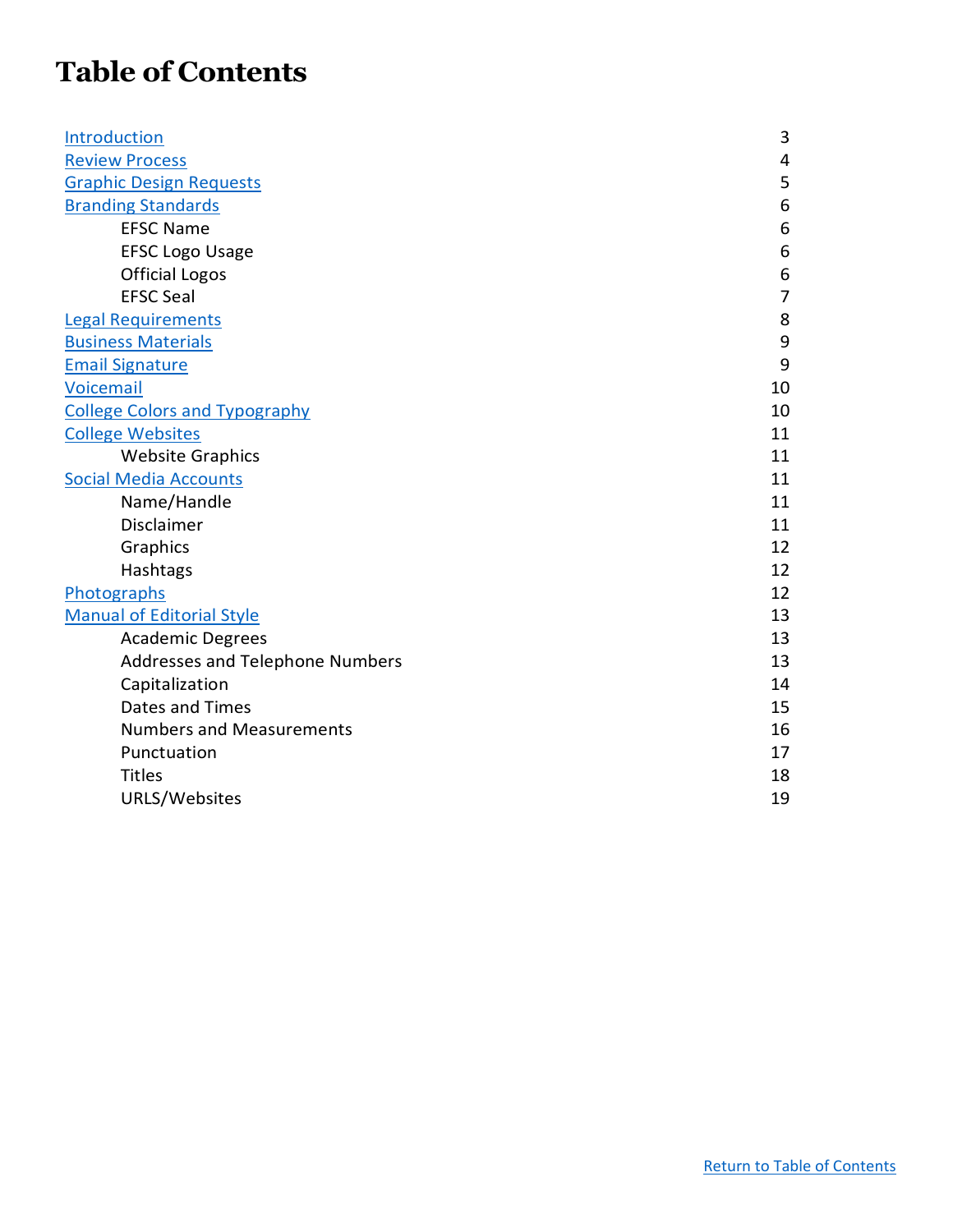# Table of Contents

| | |
|---|---|
| Introduction | 3 |
| Review Process | 4 |
| Graphic Design Requests | 5 |
| Branding Standards | 6 |
| EFSC Name | 6 |
| EFSC Logo Usage | 6 |
| Official Logos | 6 |
| EFSC Seal | 7 |
| Legal Requirements | 8 |
| Business Materials | 9 |
| Email Signature | 9 |
| Voicemail | 10 |
| College Colors and Typography | 10 |
| College Websites | 11 |
| Website Graphics | 11 |
| Social Media Accounts | 11 |
| Name/Handle | 11 |
| Disclaimer | 11 |
| Graphics | 12 |
| Hashtags | 12 |
| Photographs | 12 |
| Manual of Editorial Style | 13 |
| Academic Degrees | 13 |
| Addresses and Telephone Numbers | 13 |
| Capitalization | 14 |
| Dates and Times | 15 |
| Numbers and Measurements | 16 |
| Punctuation | 17 |
| Titles | 18 |
| URLS/Websites | 19 |

Return to Table of Contents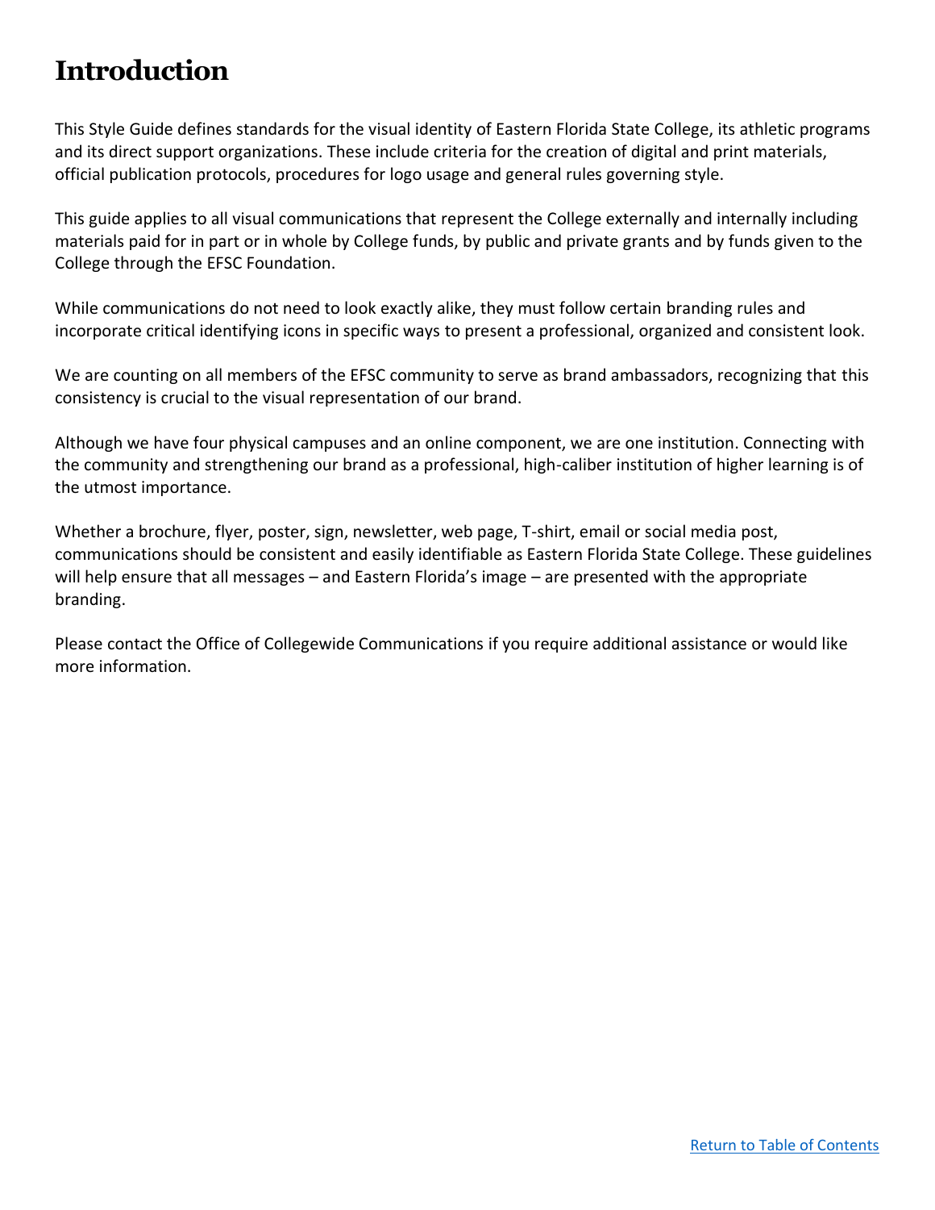# Introduction

This Style Guide defines standards for the visual identity of Eastern Florida State College, its athletic programs and its direct support organizations. These include criteria for the creation of digital and print materials, official publication protocols, procedures for logo usage and general rules governing style.

This guide applies to all visual communications that represent the College externally and internally including materials paid for in part or in whole by College funds, by public and private grants and by funds given to the College through the EFSC Foundation.

While communications do not need to look exactly alike, they must follow certain branding rules and incorporate critical identifying icons in specific ways to present a professional, organized and consistent look.

We are counting on all members of the EFSC community to serve as brand ambassadors, recognizing that this consistency is crucial to the visual representation of our brand.

Although we have four physical campuses and an online component, we are one institution. Connecting with the community and strengthening our brand as a professional, high-caliber institution of higher learning is of the utmost importance.

Whether a brochure, flyer, poster, sign, newsletter, web page, T-shirt, email or social media post, communications should be consistent and easily identifiable as Eastern Florida State College. These guidelines will help ensure that all messages – and Eastern Florida's image – are presented with the appropriate branding.

Please contact the Office of Collegewide Communications if you require additional assistance or would like more information.

Return to Table of Contents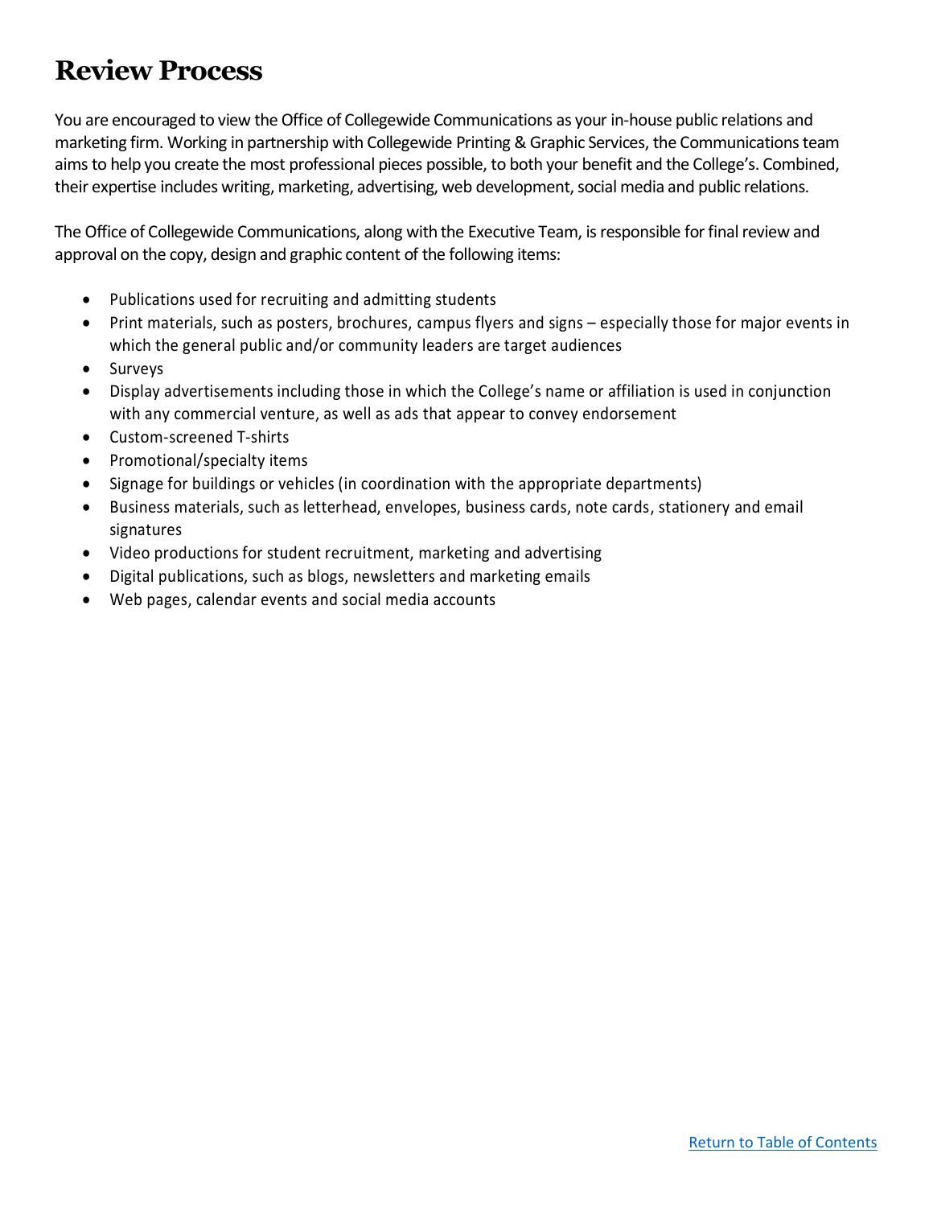# Review Process

You are encouraged to view the Office of Collegewide Communications as your in-house public relations and marketing firm. Working in partnership with Collegewide Printing & Graphic Services, the Communications team aims to help you create the most professional pieces possible, to both your benefit and the College's. Combined, their expertise includes writing, marketing, advertising, web development, social media and public relations.

The Office of Collegewide Communications, along with the Executive Team, is responsible for final review and approval on the copy, design and graphic content of the following items:

- Publications used for recruiting and admitting students
- Print materials, such as posters, brochures, campus flyers and signs – especially those for major events in which the general public and/or community leaders are target audiences
- Surveys
- Display advertisements including those in which the College's name or affiliation is used in conjunction with any commercial venture, as well as ads that appear to convey endorsement
- Custom-screened T-shirts
- Promotional/specialty items
- Signage for buildings or vehicles (in coordination with the appropriate departments)
- Business materials, such as letterhead, envelopes, business cards, note cards, stationery and email signatures
- Video productions for student recruitment, marketing and advertising
- Digital publications, such as blogs, newsletters and marketing emails
- Web pages, calendar events and social media accounts

Return to Table of Contents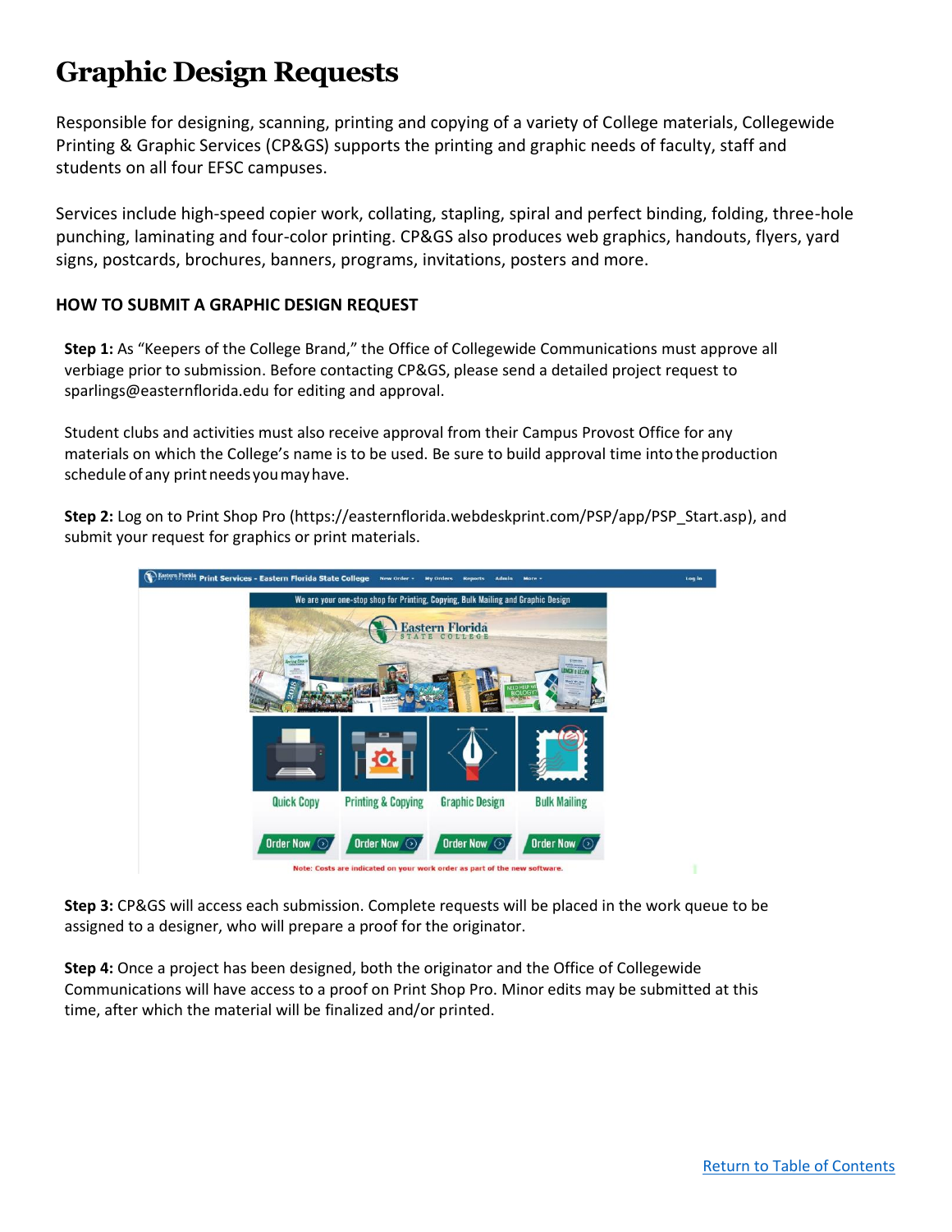# Graphic Design Requests

Responsible for designing, scanning, printing and copying of a variety of College materials, Collegewide Printing & Graphic Services (CP&GS) supports the printing and graphic needs of faculty, staff and students on all four EFSC campuses.

Services include high-speed copier work, collating, stapling, spiral and perfect binding, folding, three-hole punching, laminating and four-color printing. CP&GS also produces web graphics, handouts, flyers, yard signs, postcards, brochures, banners, programs, invitations, posters and more.

**HOW TO SUBMIT A GRAPHIC DESIGN REQUEST**

**Step 1:** As "Keepers of the College Brand," the Office of Collegewide Communications must approve all verbiage prior to submission. Before contacting CP&GS, please send a detailed project request to sparlings@easternflorida.edu for editing and approval.

Student clubs and activities must also receive approval from their Campus Provost Office for any materials on which the College's name is to be used. Be sure to build approval time into the production schedule of any print needs you may have.

**Step 2:** Log on to Print Shop Pro (https://easternflorida.webdeskprint.com/PSP/app/PSP_Start.asp), and submit your request for graphics or print materials.

**Step 3:** CP&GS will access each submission. Complete requests will be placed in the work queue to be assigned to a designer, who will prepare a proof for the originator.

**Step 4:** Once a project has been designed, both the originator and the Office of Collegewide Communications will have access to a proof on Print Shop Pro. Minor edits may be submitted at this time, after which the material will be finalized and/or printed.

Return to Table of Contents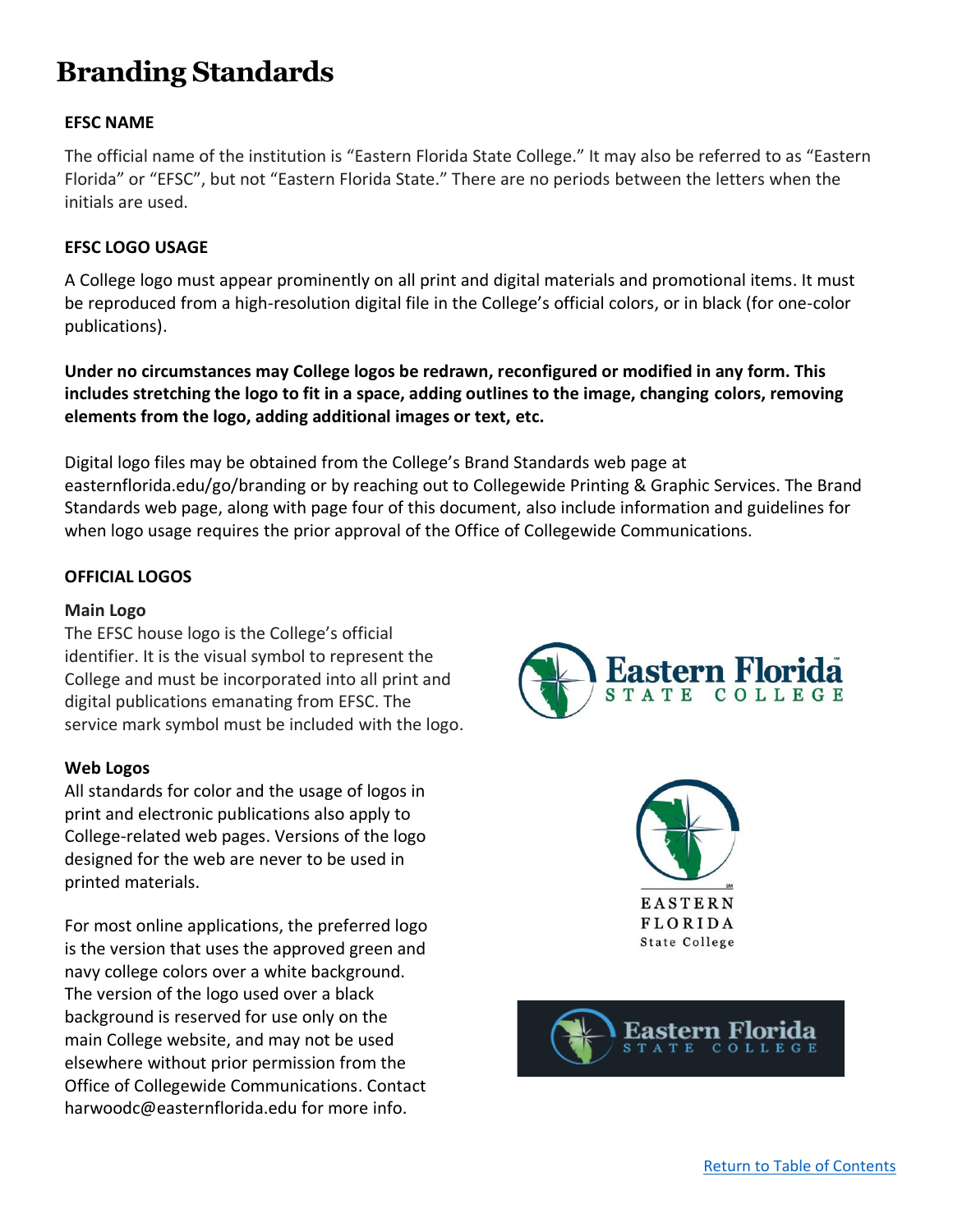# Branding Standards

### EFSC NAME

The official name of the institution is "Eastern Florida State College." It may also be referred to as "Eastern Florida" or "EFSC", but not "Eastern Florida State." There are no periods between the letters when the initials are used.

### EFSC LOGO USAGE

A College logo must appear prominently on all print and digital materials and promotional items. It must be reproduced from a high-resolution digital file in the College's official colors, or in black (for one-color publications).

**Under no circumstances may College logos be redrawn, reconfigured or modified in any form. This includes stretching the logo to fit in a space, adding outlines to the image, changing colors, removing elements from the logo, adding additional images or text, etc.**

Digital logo files may be obtained from the College's Brand Standards web page at easternflorida.edu/go/branding or by reaching out to Collegewide Printing & Graphic Services. The Brand Standards web page, along with page four of this document, also include information and guidelines for when logo usage requires the prior approval of the Office of Collegewide Communications.

### OFFICIAL LOGOS

**Main Logo**

The EFSC house logo is the College's official identifier. It is the visual symbol to represent the College and must be incorporated into all print and digital publications emanating from EFSC. The service mark symbol must be included with the logo.

**Web Logos**

All standards for color and the usage of logos in print and electronic publications also apply to College-related web pages. Versions of the logo designed for the web are never to be used in printed materials.

For most online applications, the preferred logo is the version that uses the approved green and navy college colors over a white background. The version of the logo used over a black background is reserved for use only on the main College website, and may not be used elsewhere without prior permission from the Office of Collegewide Communications. Contact harwoodc@easternflorida.edu for more info.

[Return to Table of Contents]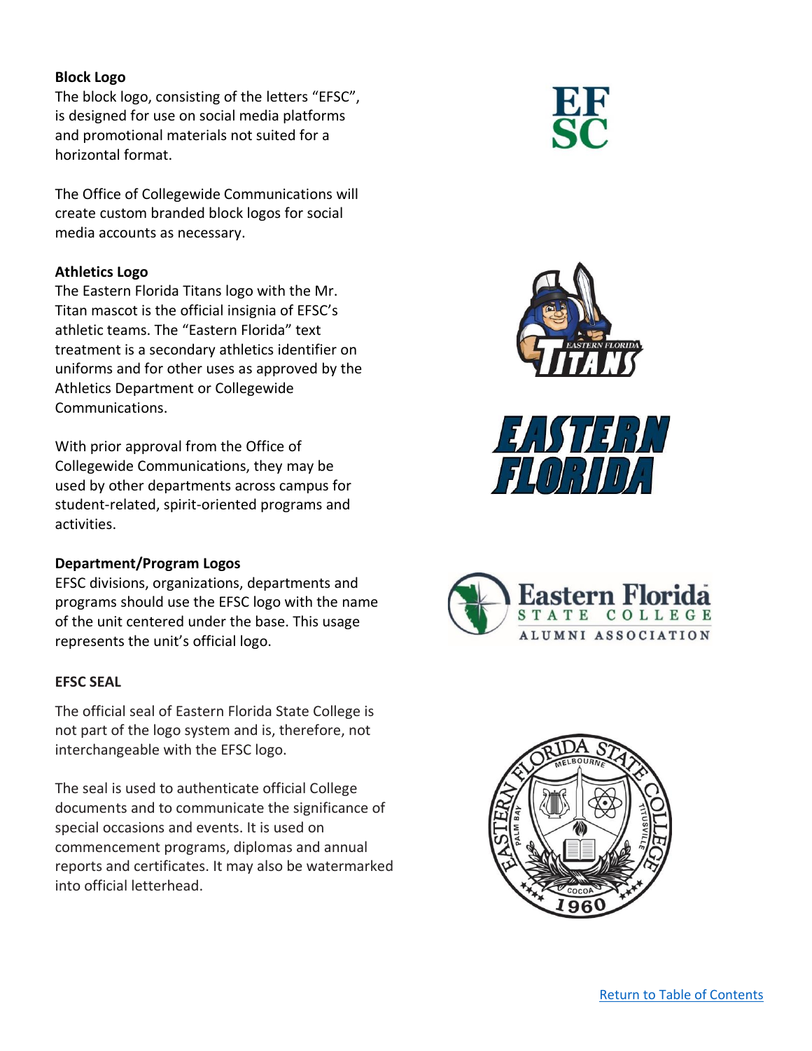**Block Logo**

The block logo, consisting of the letters "EFSC", is designed for use on social media platforms and promotional materials not suited for a horizontal format.

The Office of Collegewide Communications will create custom branded block logos for social media accounts as necessary.

**Athletics Logo**

The Eastern Florida Titans logo with the Mr. Titan mascot is the official insignia of EFSC's athletic teams. The "Eastern Florida" text treatment is a secondary athletics identifier on uniforms and for other uses as approved by the Athletics Department or Collegewide Communications.

With prior approval from the Office of Collegewide Communications, they may be used by other departments across campus for student-related, spirit-oriented programs and activities.

**Department/Program Logos**

EFSC divisions, organizations, departments and programs should use the EFSC logo with the name of the unit centered under the base. This usage represents the unit's official logo.

**EFSC SEAL**

The official seal of Eastern Florida State College is not part of the logo system and is, therefore, not interchangeable with the EFSC logo.

The seal is used to authenticate official College documents and to communicate the significance of special occasions and events. It is used on commencement programs, diplomas and annual reports and certificates. It may also be watermarked into official letterhead.

Return to Table of Contents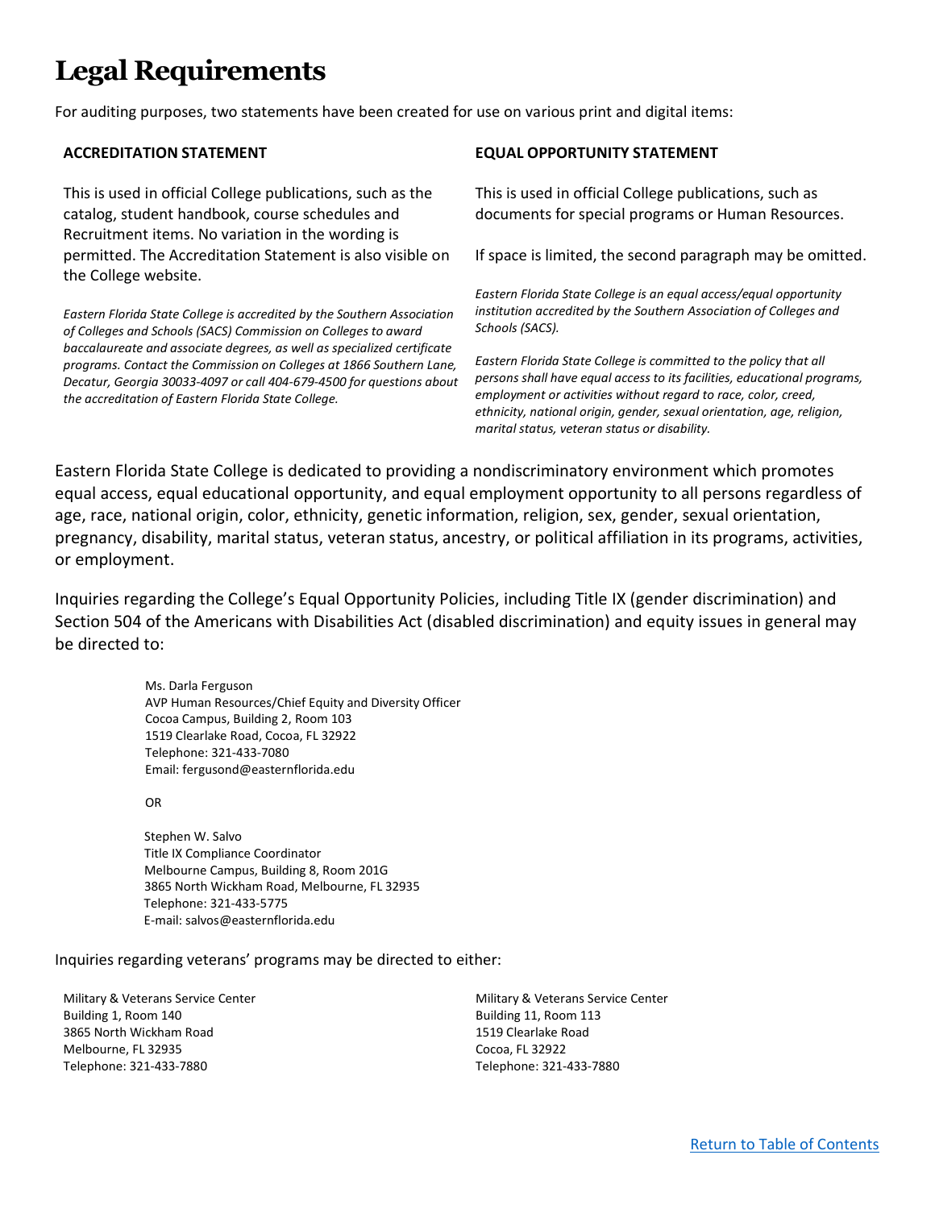# Legal Requirements

For auditing purposes, two statements have been created for use on various print and digital items:

**ACCREDITATION STATEMENT**

This is used in official College publications, such as the catalog, student handbook, course schedules and Recruitment items. No variation in the wording is permitted. The Accreditation Statement is also visible on the College website.

*Eastern Florida State College is accredited by the Southern Association of Colleges and Schools (SACS) Commission on Colleges to award baccalaureate and associate degrees, as well as specialized certificate programs. Contact the Commission on Colleges at 1866 Southern Lane, Decatur, Georgia 30033-4097 or call 404-679-4500 for questions about the accreditation of Eastern Florida State College.*

**EQUAL OPPORTUNITY STATEMENT**

This is used in official College publications, such as documents for special programs or Human Resources.

If space is limited, the second paragraph may be omitted.

*Eastern Florida State College is an equal access/equal opportunity institution accredited by the Southern Association of Colleges and Schools (SACS).*

*Eastern Florida State College is committed to the policy that all persons shall have equal access to its facilities, educational programs, employment or activities without regard to race, color, creed, ethnicity, national origin, gender, sexual orientation, age, religion, marital status, veteran status or disability.*

Eastern Florida State College is dedicated to providing a nondiscriminatory environment which promotes equal access, equal educational opportunity, and equal employment opportunity to all persons regardless of age, race, national origin, color, ethnicity, genetic information, religion, sex, gender, sexual orientation, pregnancy, disability, marital status, veteran status, ancestry, or political affiliation in its programs, activities, or employment.

Inquiries regarding the College's Equal Opportunity Policies, including Title IX (gender discrimination) and Section 504 of the Americans with Disabilities Act (disabled discrimination) and equity issues in general may be directed to:

Ms. Darla Ferguson  
AVP Human Resources/Chief Equity and Diversity Officer  
Cocoa Campus, Building 2, Room 103  
1519 Clearlake Road, Cocoa, FL 32922  
Telephone: 321-433-7080  
Email: fergusond@easternflorida.edu

OR

Stephen W. Salvo  
Title IX Compliance Coordinator  
Melbourne Campus, Building 8, Room 201G  
3865 North Wickham Road, Melbourne, FL 32935  
Telephone: 321-433-5775  
E-mail: salvos@easternflorida.edu

Inquiries regarding veterans' programs may be directed to either:

Military & Veterans Service Center  
Building 1, Room 140  
3865 North Wickham Road  
Melbourne, FL 32935  
Telephone: 321-433-7880

Military & Veterans Service Center  
Building 11, Room 113  
1519 Clearlake Road  
Cocoa, FL 32922  
Telephone: 321-433-7880

Return to Table of Contents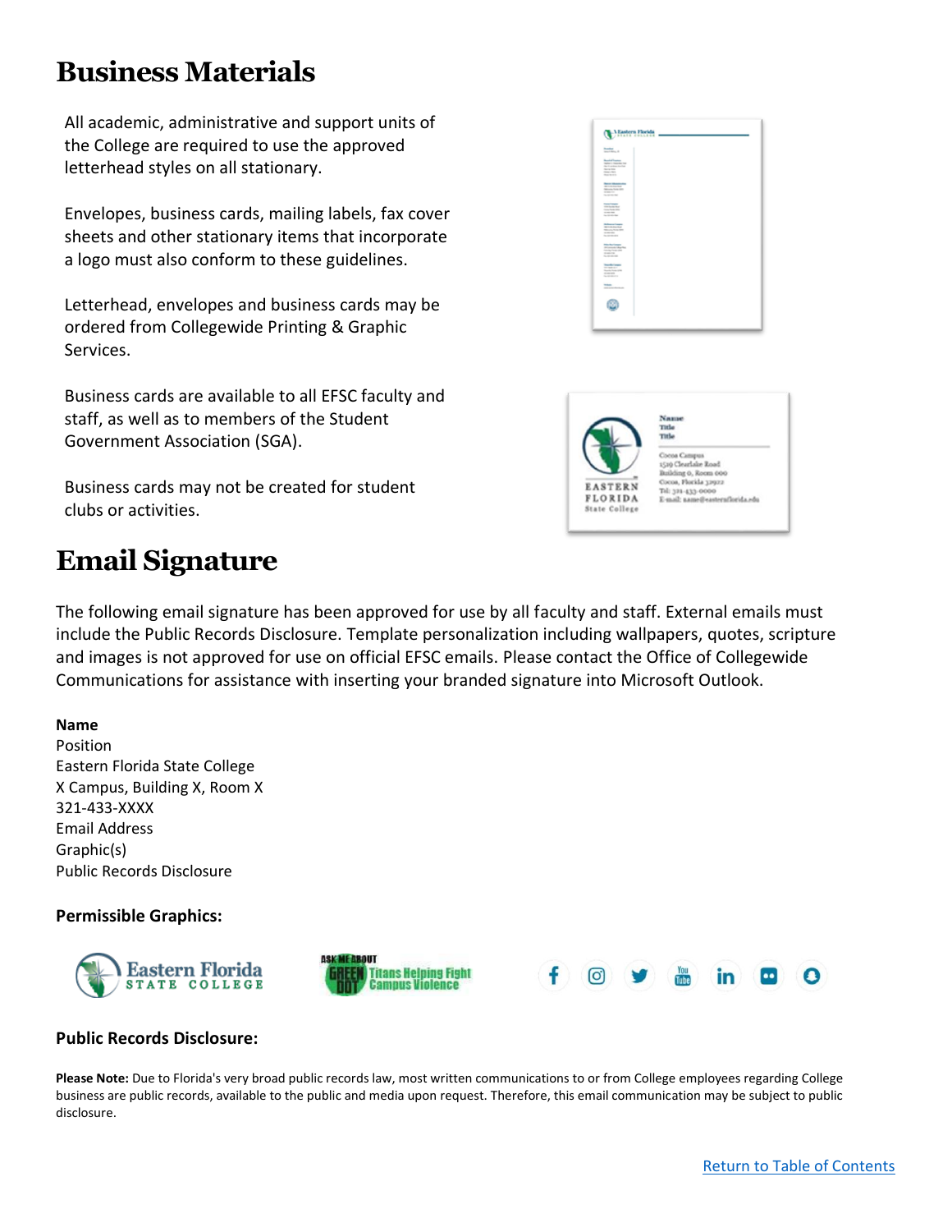# Business Materials

All academic, administrative and support units of the College are required to use the approved letterhead styles on all stationary.

Envelopes, business cards, mailing labels, fax cover sheets and other stationary items that incorporate a logo must also conform to these guidelines.

Letterhead, envelopes and business cards may be ordered from Collegewide Printing & Graphic Services.

Business cards are available to all EFSC faculty and staff, as well as to members of the Student Government Association (SGA).

Business cards may not be created for student clubs or activities.

# Email Signature

The following email signature has been approved for use by all faculty and staff. External emails must include the Public Records Disclosure. Template personalization including wallpapers, quotes, scripture and images is not approved for use on official EFSC emails. Please contact the Office of Collegewide Communications for assistance with inserting your branded signature into Microsoft Outlook.

**Name**
Position
Eastern Florida State College
X Campus, Building X, Room X
321-433-XXXX
Email Address
Graphic(s)
Public Records Disclosure

**Permissible Graphics:**

**Public Records Disclosure:**

**Please Note:** Due to Florida's very broad public records law, most written communications to or from College employees regarding College business are public records, available to the public and media upon request. Therefore, this email communication may be subject to public disclosure.

Return to Table of Contents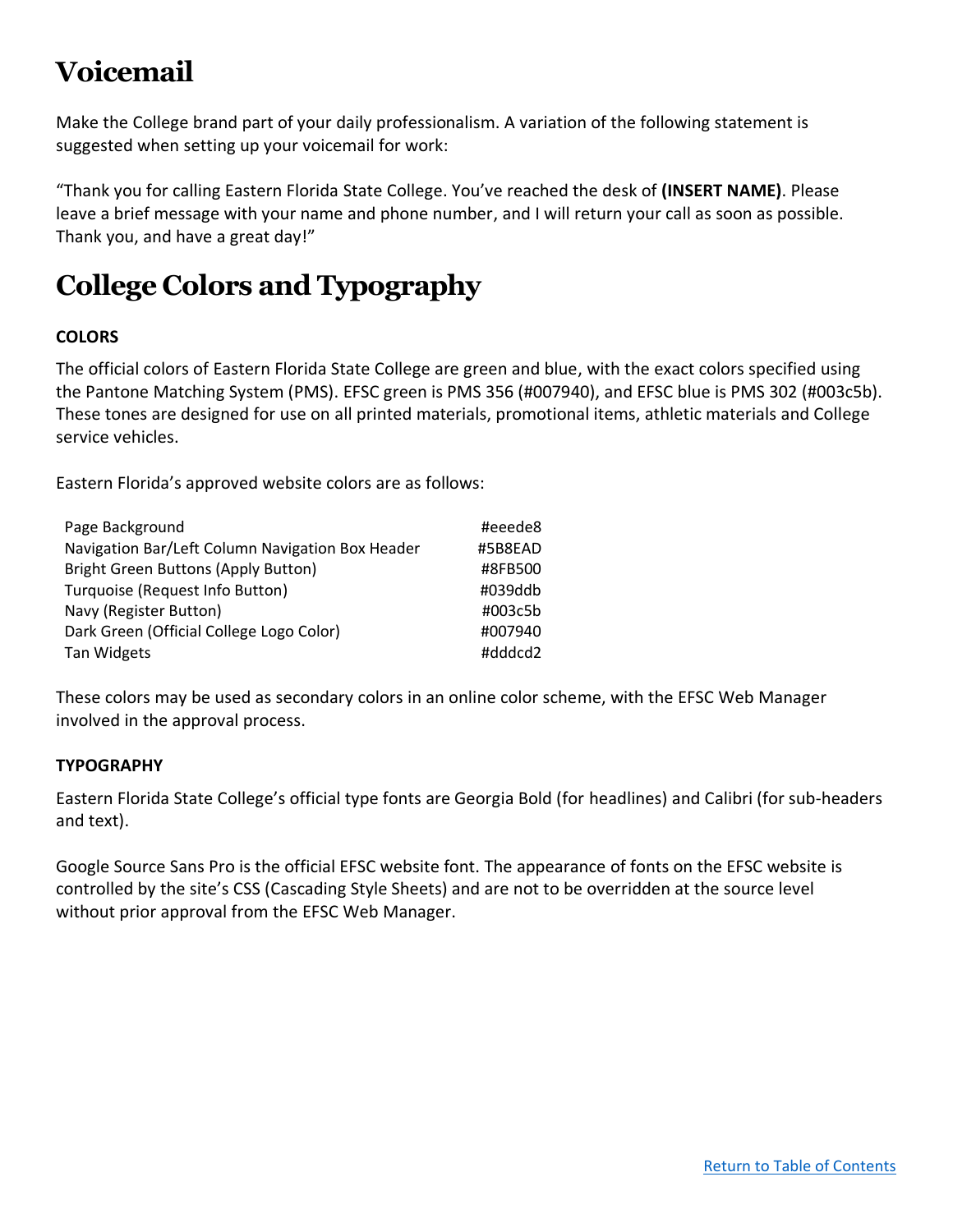# Voicemail

Make the College brand part of your daily professionalism. A variation of the following statement is suggested when setting up your voicemail for work:

"Thank you for calling Eastern Florida State College. You've reached the desk of **(INSERT NAME)**. Please leave a brief message with your name and phone number, and I will return your call as soon as possible. Thank you, and have a great day!"

# College Colors and Typography

**COLORS**

The official colors of Eastern Florida State College are green and blue, with the exact colors specified using the Pantone Matching System (PMS). EFSC green is PMS 356 (#007940), and EFSC blue is PMS 302 (#003c5b). These tones are designed for use on all printed materials, promotional items, athletic materials and College service vehicles.

Eastern Florida's approved website colors are as follows:

| | |
|---|---|
| Page Background | #eeede8 |
| Navigation Bar/Left Column Navigation Box Header | #5B8EAD |
| Bright Green Buttons (Apply Button) | #8FB500 |
| Turquoise (Request Info Button) | #039ddb |
| Navy (Register Button) | #003c5b |
| Dark Green (Official College Logo Color) | #007940 |
| Tan Widgets | #dddcd2 |

These colors may be used as secondary colors in an online color scheme, with the EFSC Web Manager involved in the approval process.

**TYPOGRAPHY**

Eastern Florida State College's official type fonts are Georgia Bold (for headlines) and Calibri (for sub-headers and text).

Google Source Sans Pro is the official EFSC website font. The appearance of fonts on the EFSC website is controlled by the site's CSS (Cascading Style Sheets) and are not to be overridden at the source level without prior approval from the EFSC Web Manager.

Return to Table of Contents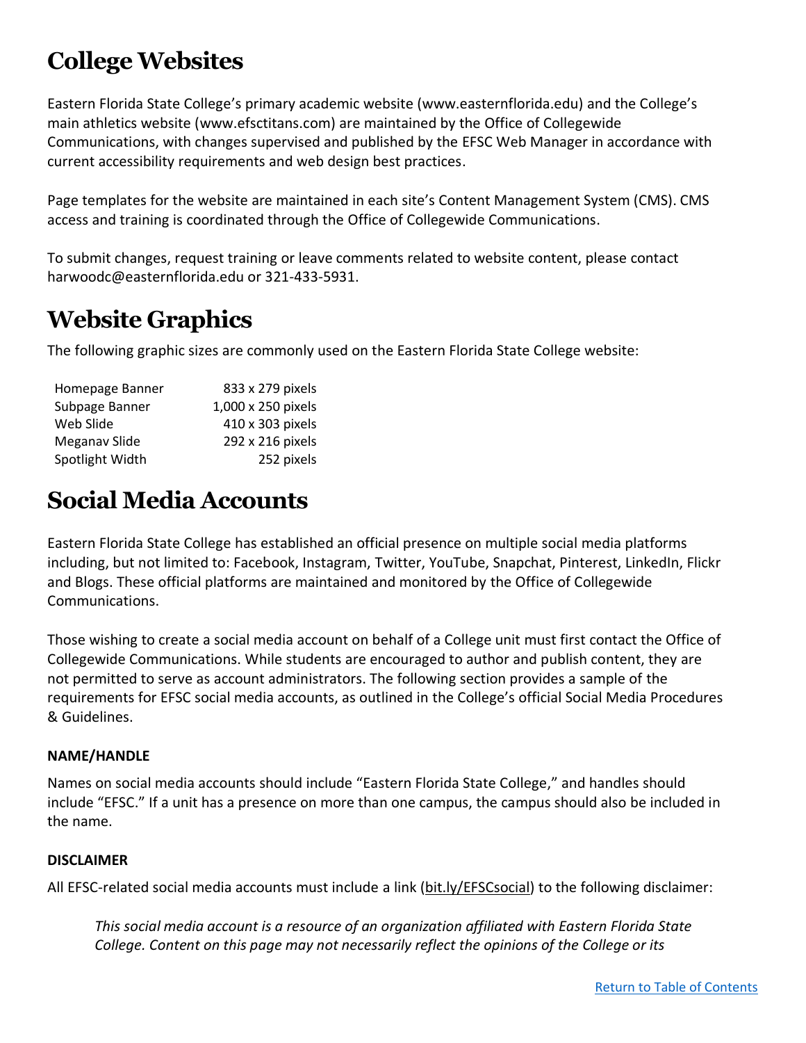# College Websites

Eastern Florida State College's primary academic website (www.easternflorida.edu) and the College's main athletics website (www.efsctitans.com) are maintained by the Office of Collegewide Communications, with changes supervised and published by the EFSC Web Manager in accordance with current accessibility requirements and web design best practices.

Page templates for the website are maintained in each site's Content Management System (CMS). CMS access and training is coordinated through the Office of Collegewide Communications.

To submit changes, request training or leave comments related to website content, please contact harwoodc@easternflorida.edu or 321-433-5931.

# Website Graphics

The following graphic sizes are commonly used on the Eastern Florida State College website:

| | |
|---|---|
| Homepage Banner | 833 x 279 pixels |
| Subpage Banner | 1,000 x 250 pixels |
| Web Slide | 410 x 303 pixels |
| Meganav Slide | 292 x 216 pixels |
| Spotlight Width | 252 pixels |

# Social Media Accounts

Eastern Florida State College has established an official presence on multiple social media platforms including, but not limited to: Facebook, Instagram, Twitter, YouTube, Snapchat, Pinterest, LinkedIn, Flickr and Blogs. These official platforms are maintained and monitored by the Office of Collegewide Communications.

Those wishing to create a social media account on behalf of a College unit must first contact the Office of Collegewide Communications. While students are encouraged to author and publish content, they are not permitted to serve as account administrators. The following section provides a sample of the requirements for EFSC social media accounts, as outlined in the College's official Social Media Procedures & Guidelines.

**NAME/HANDLE**

Names on social media accounts should include "Eastern Florida State College," and handles should include "EFSC." If a unit has a presence on more than one campus, the campus should also be included in the name.

**DISCLAIMER**

All EFSC-related social media accounts must include a link (bit.ly/EFSCsocial) to the following disclaimer:

> *This social media account is a resource of an organization affiliated with Eastern Florida State College. Content on this page may not necessarily reflect the opinions of the College or its*

Return to Table of Contents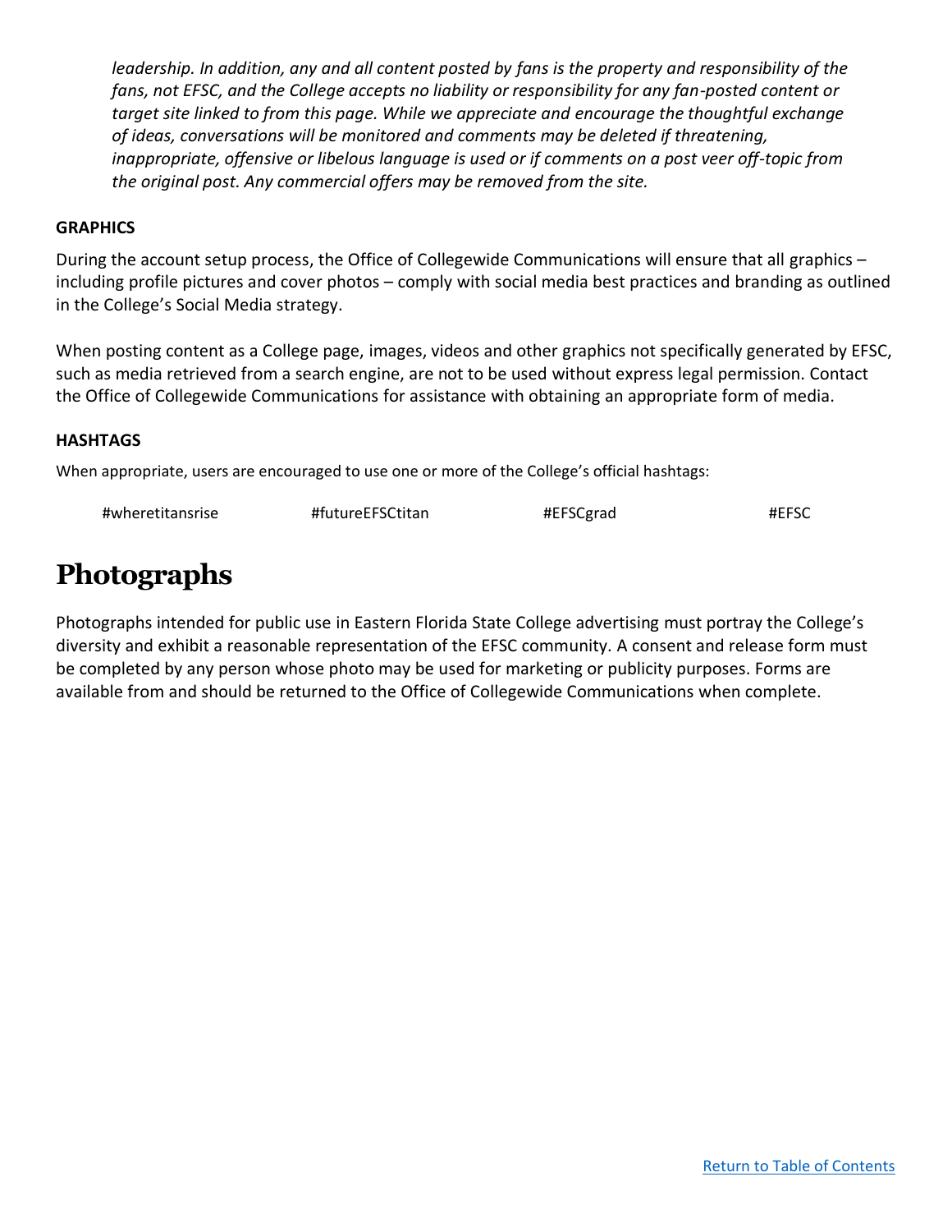*leadership. In addition, any and all content posted by fans is the property and responsibility of the fans, not EFSC, and the College accepts no liability or responsibility for any fan-posted content or target site linked to from this page. While we appreciate and encourage the thoughtful exchange of ideas, conversations will be monitored and comments may be deleted if threatening, inappropriate, offensive or libelous language is used or if comments on a post veer off-topic from the original post. Any commercial offers may be removed from the site.*

**GRAPHICS**

During the account setup process, the Office of Collegewide Communications will ensure that all graphics – including profile pictures and cover photos – comply with social media best practices and branding as outlined in the College's Social Media strategy.

When posting content as a College page, images, videos and other graphics not specifically generated by EFSC, such as media retrieved from a search engine, are not to be used without express legal permission. Contact the Office of Collegewide Communications for assistance with obtaining an appropriate form of media.

**HASHTAGS**

When appropriate, users are encouraged to use one or more of the College's official hashtags:

#wheretitansrise #futureEFSCtitan #EFSCgrad #EFSC

# Photographs

Photographs intended for public use in Eastern Florida State College advertising must portray the College's diversity and exhibit a reasonable representation of the EFSC community. A consent and release form must be completed by any person whose photo may be used for marketing or publicity purposes. Forms are available from and should be returned to the Office of Collegewide Communications when complete.

Return to Table of Contents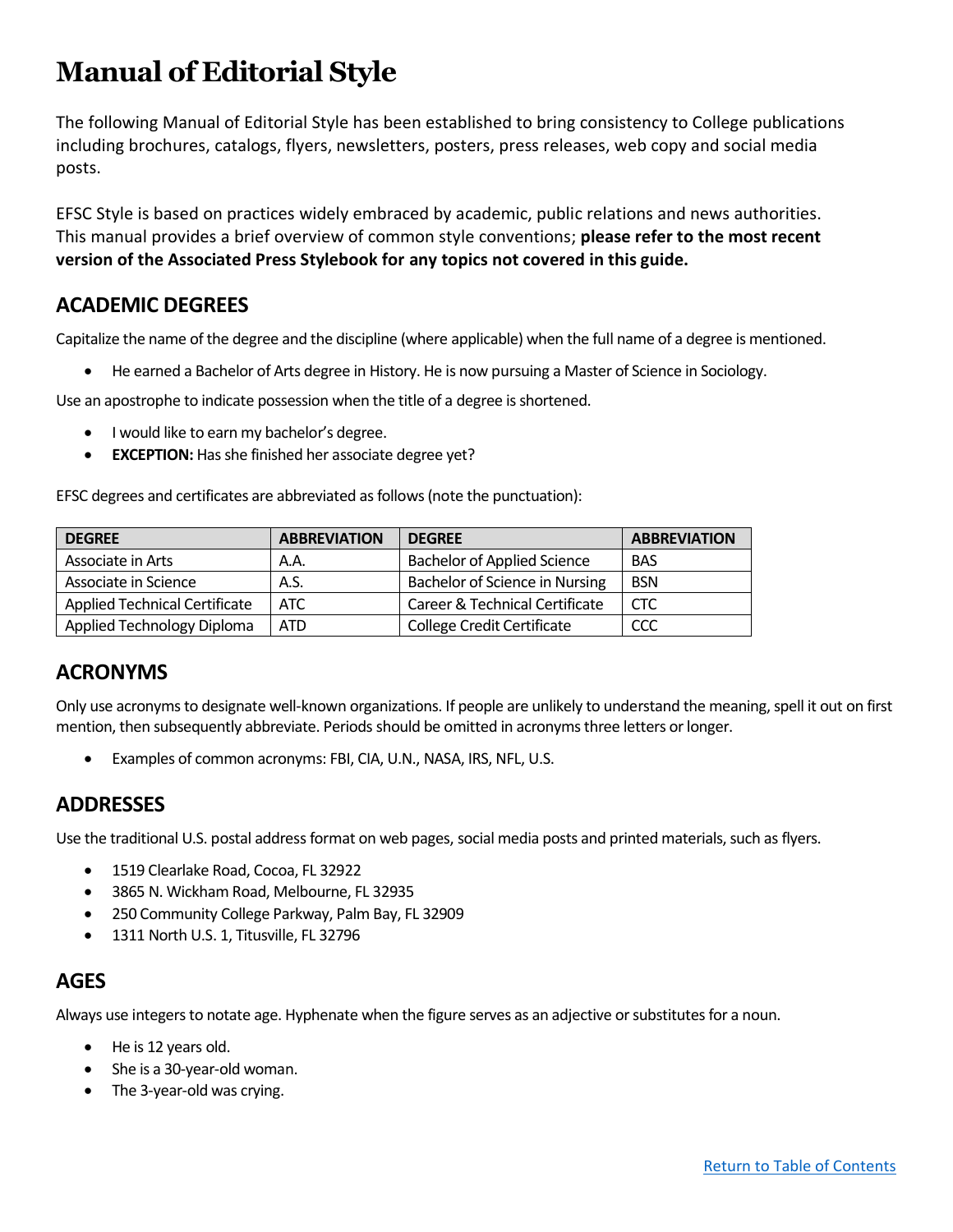# Manual of Editorial Style

The following Manual of Editorial Style has been established to bring consistency to College publications including brochures, catalogs, flyers, newsletters, posters, press releases, web copy and social media posts.

EFSC Style is based on practices widely embraced by academic, public relations and news authorities. This manual provides a brief overview of common style conventions; **please refer to the most recent version of the Associated Press Stylebook for any topics not covered in this guide.**

## ACADEMIC DEGREES

Capitalize the name of the degree and the discipline (where applicable) when the full name of a degree is mentioned.

- He earned a Bachelor of Arts degree in History. He is now pursuing a Master of Science in Sociology.

Use an apostrophe to indicate possession when the title of a degree is shortened.

- I would like to earn my bachelor's degree.
- **EXCEPTION:** Has she finished her associate degree yet?

EFSC degrees and certificates are abbreviated as follows (note the punctuation):

| DEGREE | ABBREVIATION | DEGREE | ABBREVIATION |
|---|---|---|---|
| Associate in Arts | A.A. | Bachelor of Applied Science | BAS |
| Associate in Science | A.S. | Bachelor of Science in Nursing | BSN |
| Applied Technical Certificate | ATC | Career & Technical Certificate | CTC |
| Applied Technology Diploma | ATD | College Credit Certificate | CCC |

## ACRONYMS

Only use acronyms to designate well-known organizations. If people are unlikely to understand the meaning, spell it out on first mention, then subsequently abbreviate. Periods should be omitted in acronyms three letters or longer.

- Examples of common acronyms: FBI, CIA, U.N., NASA, IRS, NFL, U.S.

## ADDRESSES

Use the traditional U.S. postal address format on web pages, social media posts and printed materials, such as flyers.

- 1519 Clearlake Road, Cocoa, FL 32922
- 3865 N. Wickham Road, Melbourne, FL 32935
- 250 Community College Parkway, Palm Bay, FL 32909
- 1311 North U.S. 1, Titusville, FL 32796

## AGES

Always use integers to notate age. Hyphenate when the figure serves as an adjective or substitutes for a noun.

- He is 12 years old.
- She is a 30-year-old woman.
- The 3-year-old was crying.

Return to Table of Contents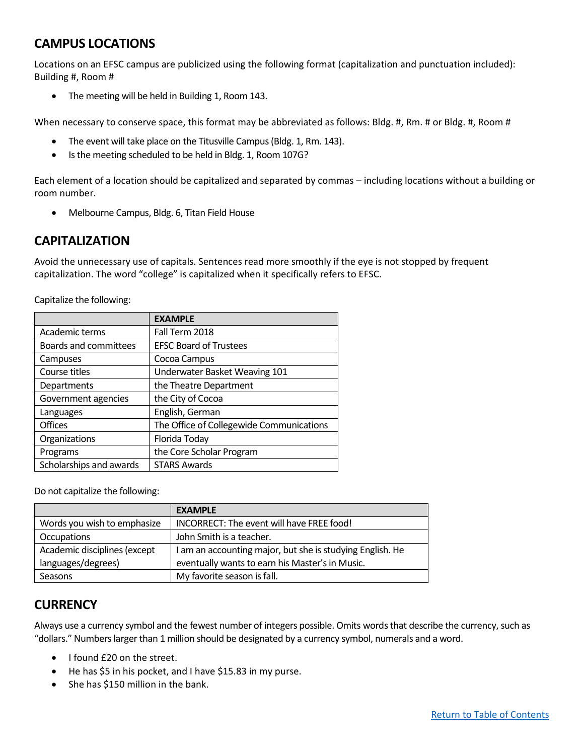## CAMPUS LOCATIONS

Locations on an EFSC campus are publicized using the following format (capitalization and punctuation included): Building #, Room #

- The meeting will be held in Building 1, Room 143.

When necessary to conserve space, this format may be abbreviated as follows: Bldg. #, Rm. # or Bldg. #, Room #

- The event will take place on the Titusville Campus (Bldg. 1, Rm. 143).
- Is the meeting scheduled to be held in Bldg. 1, Room 107G?

Each element of a location should be capitalized and separated by commas – including locations without a building or room number.

- Melbourne Campus, Bldg. 6, Titan Field House

## CAPITALIZATION

Avoid the unnecessary use of capitals. Sentences read more smoothly if the eye is not stopped by frequent capitalization. The word "college" is capitalized when it specifically refers to EFSC.

Capitalize the following:

| | EXAMPLE |
|---|---|
| Academic terms | Fall Term 2018 |
| Boards and committees | EFSC Board of Trustees |
| Campuses | Cocoa Campus |
| Course titles | Underwater Basket Weaving 101 |
| Departments | the Theatre Department |
| Government agencies | the City of Cocoa |
| Languages | English, German |
| Offices | The Office of Collegewide Communications |
| Organizations | Florida Today |
| Programs | the Core Scholar Program |
| Scholarships and awards | STARS Awards |

Do not capitalize the following:

| | EXAMPLE |
|---|---|
| Words you wish to emphasize | INCORRECT: The event will have FREE food! |
| Occupations | John Smith is a teacher. |
| Academic disciplines (except languages/degrees) | I am an accounting major, but she is studying English. He eventually wants to earn his Master's in Music. |
| Seasons | My favorite season is fall. |

## CURRENCY

Always use a currency symbol and the fewest number of integers possible. Omits words that describe the currency, such as "dollars." Numbers larger than 1 million should be designated by a currency symbol, numerals and a word.

- I found £20 on the street.
- He has $5 in his pocket, and I have $15.83 in my purse.
- She has $150 million in the bank.

Return to Table of Contents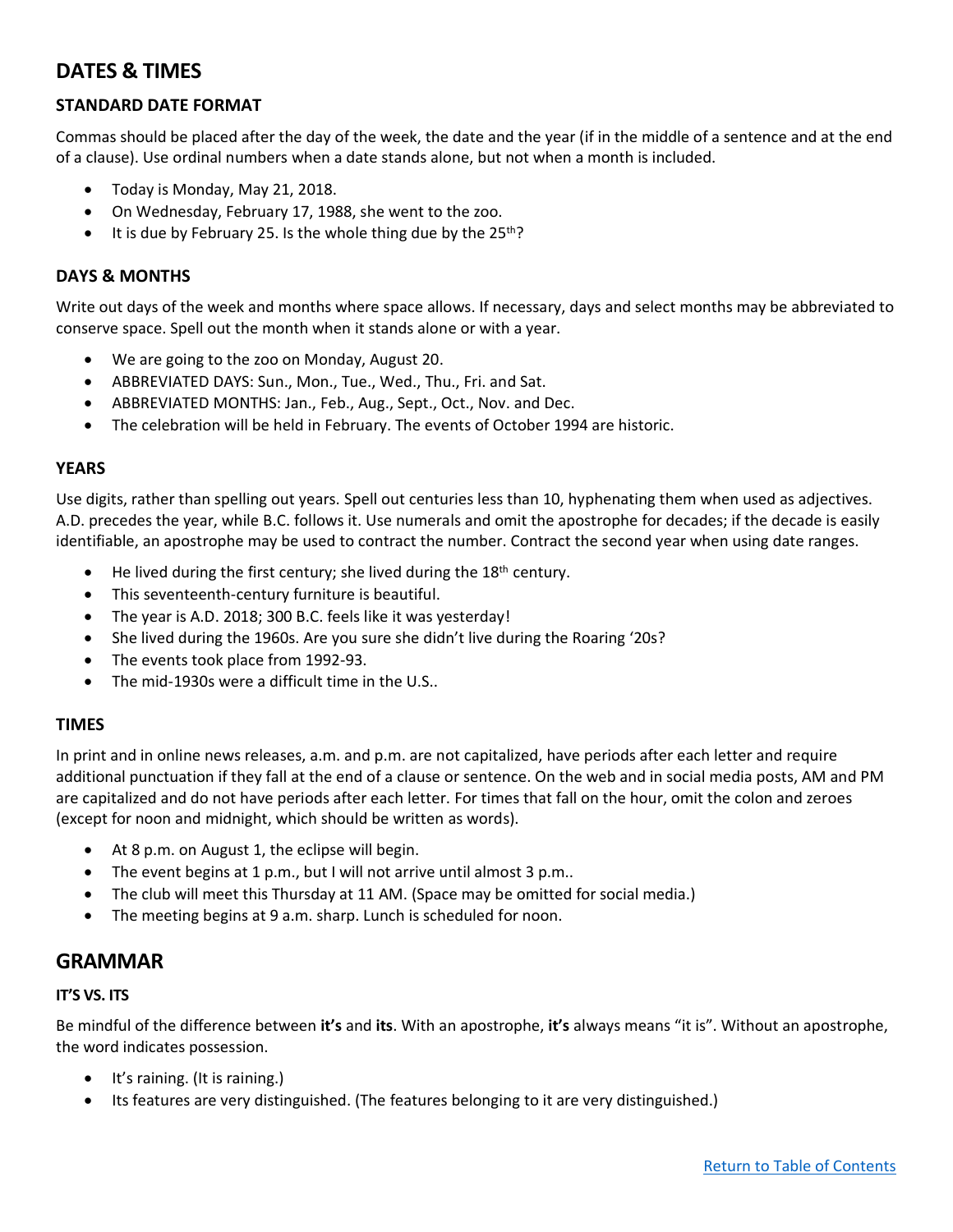## DATES & TIMES

### STANDARD DATE FORMAT

Commas should be placed after the day of the week, the date and the year (if in the middle of a sentence and at the end of a clause). Use ordinal numbers when a date stands alone, but not when a month is included.

- Today is Monday, May 21, 2018.
- On Wednesday, February 17, 1988, she went to the zoo.
- It is due by February 25. Is the whole thing due by the 25th?

### DAYS & MONTHS

Write out days of the week and months where space allows. If necessary, days and select months may be abbreviated to conserve space. Spell out the month when it stands alone or with a year.

- We are going to the zoo on Monday, August 20.
- ABBREVIATED DAYS: Sun., Mon., Tue., Wed., Thu., Fri. and Sat.
- ABBREVIATED MONTHS: Jan., Feb., Aug., Sept., Oct., Nov. and Dec.
- The celebration will be held in February. The events of October 1994 are historic.

### YEARS

Use digits, rather than spelling out years. Spell out centuries less than 10, hyphenating them when used as adjectives. A.D. precedes the year, while B.C. follows it. Use numerals and omit the apostrophe for decades; if the decade is easily identifiable, an apostrophe may be used to contract the number. Contract the second year when using date ranges.

- He lived during the first century; she lived during the 18th century.
- This seventeenth-century furniture is beautiful.
- The year is A.D. 2018; 300 B.C. feels like it was yesterday!
- She lived during the 1960s. Are you sure she didn't live during the Roaring '20s?
- The events took place from 1992-93.
- The mid-1930s were a difficult time in the U.S..

### TIMES

In print and in online news releases, a.m. and p.m. are not capitalized, have periods after each letter and require additional punctuation if they fall at the end of a clause or sentence. On the web and in social media posts, AM and PM are capitalized and do not have periods after each letter. For times that fall on the hour, omit the colon and zeroes (except for noon and midnight, which should be written as words).

- At 8 p.m. on August 1, the eclipse will begin.
- The event begins at 1 p.m., but I will not arrive until almost 3 p.m..
- The club will meet this Thursday at 11 AM. (Space may be omitted for social media.)
- The meeting begins at 9 a.m. sharp. Lunch is scheduled for noon.

## GRAMMAR

### IT'S VS. ITS

Be mindful of the difference between **it's** and **its**. With an apostrophe, **it's** always means "it is". Without an apostrophe, the word indicates possession.

- It's raining. (It is raining.)
- Its features are very distinguished. (The features belonging to it are very distinguished.)

Return to Table of Contents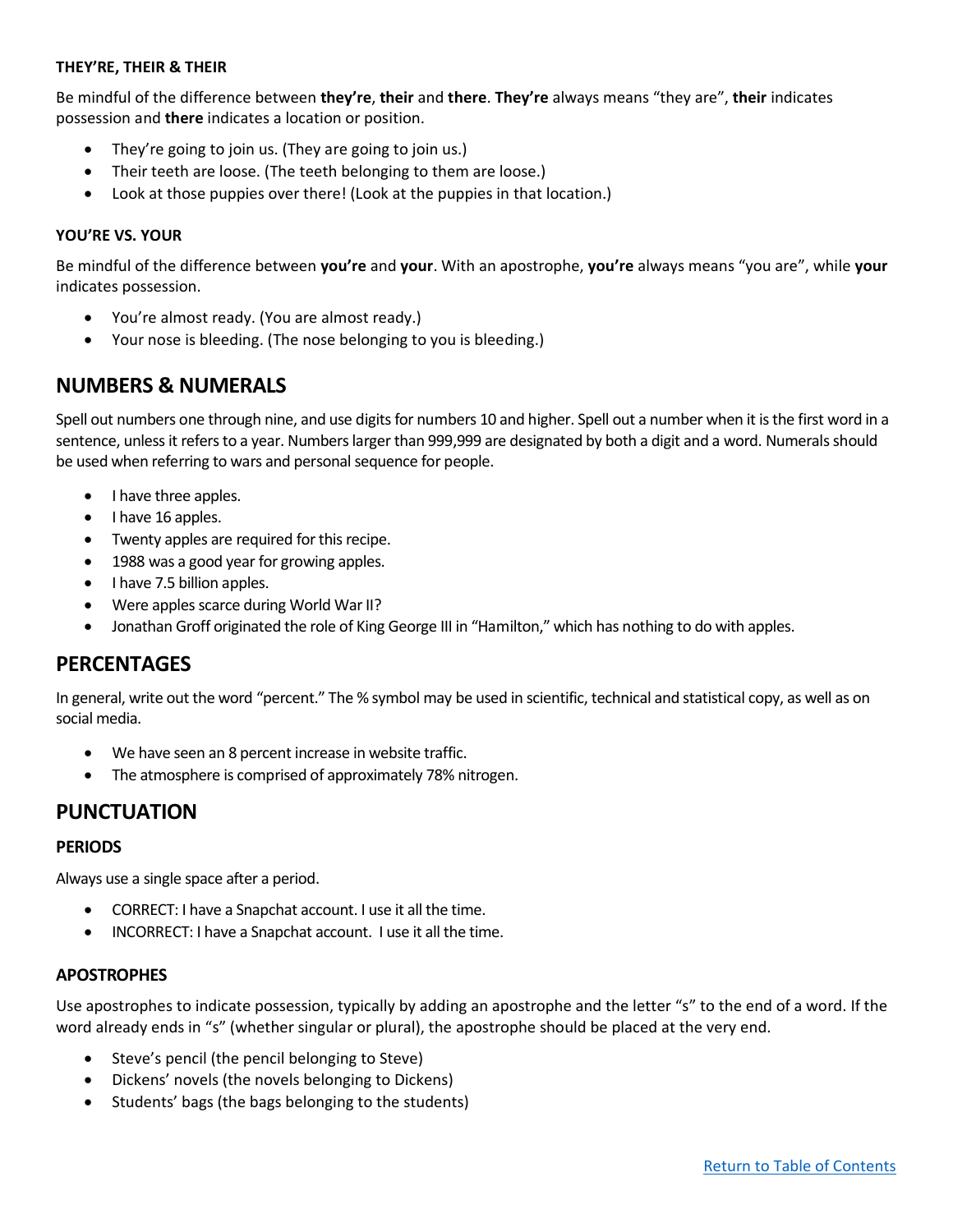### THEY'RE, THEIR & THEIR

Be mindful of the difference between **they're**, **their** and **there**. **They're** always means "they are", **their** indicates possession and **there** indicates a location or position.

- They're going to join us. (They are going to join us.)
- Their teeth are loose. (The teeth belonging to them are loose.)
- Look at those puppies over there! (Look at the puppies in that location.)

### YOU'RE VS. YOUR

Be mindful of the difference between **you're** and **your**. With an apostrophe, **you're** always means "you are", while **your** indicates possession.

- You're almost ready. (You are almost ready.)
- Your nose is bleeding. (The nose belonging to you is bleeding.)

## NUMBERS & NUMERALS

Spell out numbers one through nine, and use digits for numbers 10 and higher. Spell out a number when it is the first word in a sentence, unless it refers to a year. Numbers larger than 999,999 are designated by both a digit and a word. Numerals should be used when referring to wars and personal sequence for people.

- I have three apples.
- I have 16 apples.
- Twenty apples are required for this recipe.
- 1988 was a good year for growing apples.
- I have 7.5 billion apples.
- Were apples scarce during World War II?
- Jonathan Groff originated the role of King George III in "Hamilton," which has nothing to do with apples.

## PERCENTAGES

In general, write out the word "percent." The % symbol may be used in scientific, technical and statistical copy, as well as on social media.

- We have seen an 8 percent increase in website traffic.
- The atmosphere is comprised of approximately 78% nitrogen.

## PUNCTUATION

### PERIODS

Always use a single space after a period.

- CORRECT: I have a Snapchat account. I use it all the time.
- INCORRECT: I have a Snapchat account.  I use it all the time.

### APOSTROPHES

Use apostrophes to indicate possession, typically by adding an apostrophe and the letter "s" to the end of a word. If the word already ends in "s" (whether singular or plural), the apostrophe should be placed at the very end.

- Steve's pencil (the pencil belonging to Steve)
- Dickens' novels (the novels belonging to Dickens)
- Students' bags (the bags belonging to the students)

Return to Table of Contents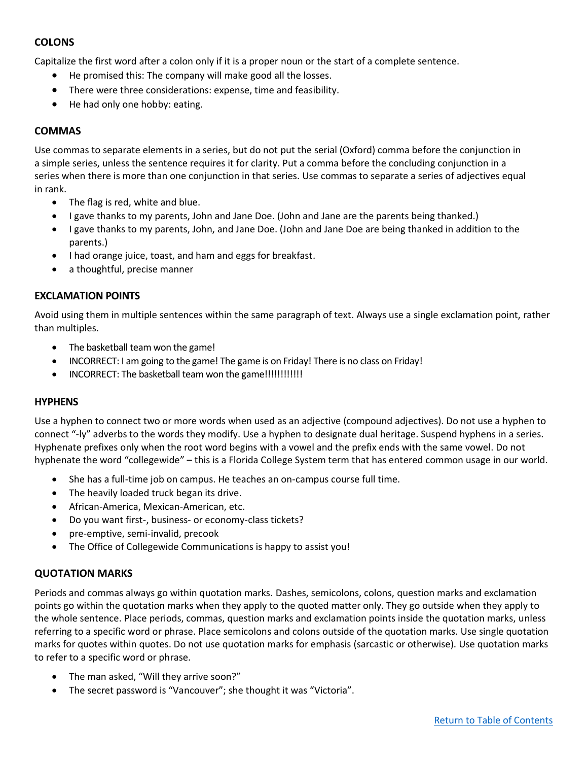## COLONS

Capitalize the first word after a colon only if it is a proper noun or the start of a complete sentence.

- He promised this: The company will make good all the losses.
- There were three considerations: expense, time and feasibility.
- He had only one hobby: eating.

## COMMAS

Use commas to separate elements in a series, but do not put the serial (Oxford) comma before the conjunction in a simple series, unless the sentence requires it for clarity. Put a comma before the concluding conjunction in a series when there is more than one conjunction in that series. Use commas to separate a series of adjectives equal in rank.

- The flag is red, white and blue.
- I gave thanks to my parents, John and Jane Doe. (John and Jane are the parents being thanked.)
- I gave thanks to my parents, John, and Jane Doe. (John and Jane Doe are being thanked in addition to the parents.)
- I had orange juice, toast, and ham and eggs for breakfast.
- a thoughtful, precise manner

## EXCLAMATION POINTS

Avoid using them in multiple sentences within the same paragraph of text. Always use a single exclamation point, rather than multiples.

- The basketball team won the game!
- INCORRECT: I am going to the game! The game is on Friday! There is no class on Friday!
- INCORRECT: The basketball team won the game!!!!!!!!!!!!

## HYPHENS

Use a hyphen to connect two or more words when used as an adjective (compound adjectives). Do not use a hyphen to connect "-ly" adverbs to the words they modify. Use a hyphen to designate dual heritage. Suspend hyphens in a series. Hyphenate prefixes only when the root word begins with a vowel and the prefix ends with the same vowel. Do not hyphenate the word "collegewide" – this is a Florida College System term that has entered common usage in our world.

- She has a full-time job on campus. He teaches an on-campus course full time.
- The heavily loaded truck began its drive.
- African-America, Mexican-American, etc.
- Do you want first-, business- or economy-class tickets?
- pre-emptive, semi-invalid, precook
- The Office of Collegewide Communications is happy to assist you!

## QUOTATION MARKS

Periods and commas always go within quotation marks. Dashes, semicolons, colons, question marks and exclamation points go within the quotation marks when they apply to the quoted matter only. They go outside when they apply to the whole sentence. Place periods, commas, question marks and exclamation points inside the quotation marks, unless referring to a specific word or phrase. Place semicolons and colons outside of the quotation marks. Use single quotation marks for quotes within quotes. Do not use quotation marks for emphasis (sarcastic or otherwise). Use quotation marks to refer to a specific word or phrase.

- The man asked, "Will they arrive soon?"
- The secret password is "Vancouver"; she thought it was "Victoria".

[Return to Table of Contents]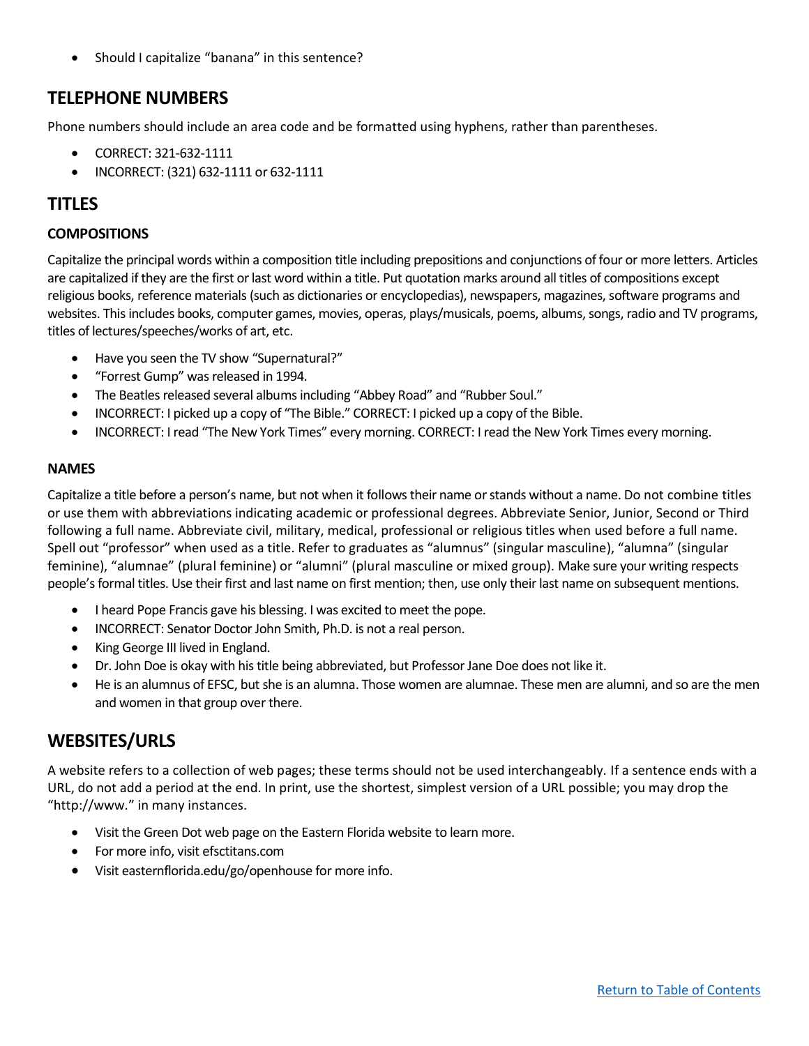- Should I capitalize "banana" in this sentence?

## TELEPHONE NUMBERS

Phone numbers should include an area code and be formatted using hyphens, rather than parentheses.

- CORRECT: 321-632-1111
- INCORRECT: (321) 632-1111 or 632-1111

## TITLES

### COMPOSITIONS

Capitalize the principal words within a composition title including prepositions and conjunctions of four or more letters. Articles are capitalized if they are the first or last word within a title. Put quotation marks around all titles of compositions except religious books, reference materials (such as dictionaries or encyclopedias), newspapers, magazines, software programs and websites. This includes books, computer games, movies, operas, plays/musicals, poems, albums, songs, radio and TV programs, titles of lectures/speeches/works of art, etc.

- Have you seen the TV show "Supernatural?"
- "Forrest Gump" was released in 1994.
- The Beatles released several albums including "Abbey Road" and "Rubber Soul."
- INCORRECT: I picked up a copy of "The Bible." CORRECT: I picked up a copy of the Bible.
- INCORRECT: I read "The New York Times" every morning. CORRECT: I read the New York Times every morning.

### NAMES

Capitalize a title before a person's name, but not when it follows their name or stands without a name. Do not combine titles or use them with abbreviations indicating academic or professional degrees. Abbreviate Senior, Junior, Second or Third following a full name. Abbreviate civil, military, medical, professional or religious titles when used before a full name. Spell out "professor" when used as a title. Refer to graduates as "alumnus" (singular masculine), "alumna" (singular feminine), "alumnae" (plural feminine) or "alumni" (plural masculine or mixed group). Make sure your writing respects people's formal titles. Use their first and last name on first mention; then, use only their last name on subsequent mentions.

- I heard Pope Francis gave his blessing. I was excited to meet the pope.
- INCORRECT: Senator Doctor John Smith, Ph.D. is not a real person.
- King George III lived in England.
- Dr. John Doe is okay with his title being abbreviated, but Professor Jane Doe does not like it.
- He is an alumnus of EFSC, but she is an alumna. Those women are alumnae. These men are alumni, and so are the men and women in that group over there.

## WEBSITES/URLS

A website refers to a collection of web pages; these terms should not be used interchangeably. If a sentence ends with a URL, do not add a period at the end. In print, use the shortest, simplest version of a URL possible; you may drop the "http://www." in many instances.

- Visit the Green Dot web page on the Eastern Florida website to learn more.
- For more info, visit efsctitans.com
- Visit easternflorida.edu/go/openhouse for more info.

Return to Table of Contents